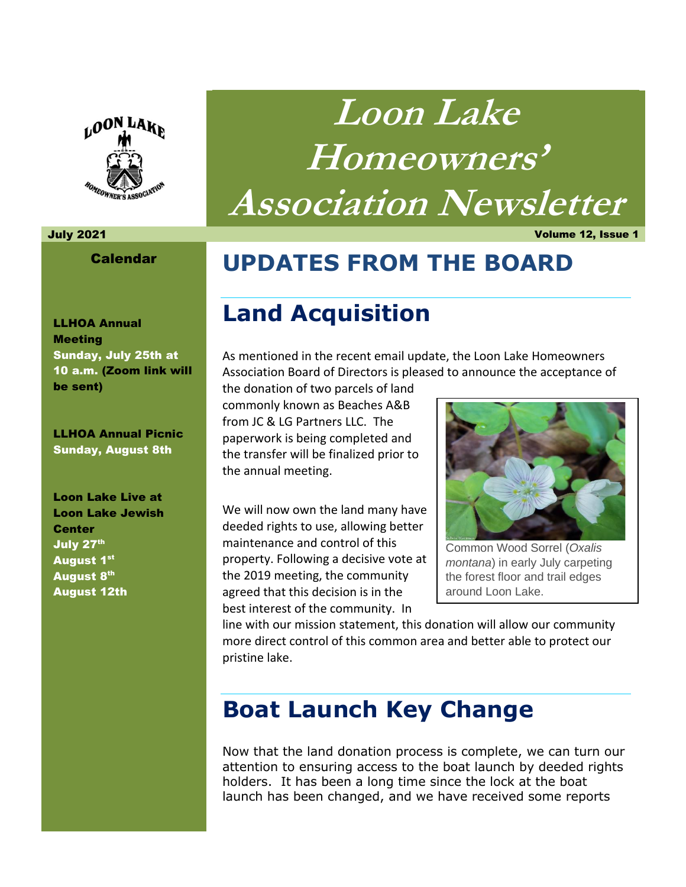# Loon Lake Homeowners' Association Newsletter

July 2021 Volume 12, Issue 1

**Calendar**

**LLHOA Annual Meeting**
**Sunday, July 25th at 10 a.m. (Zoom link will be sent)**

**LLHOA Annual Picnic**
**Sunday, August 8th**

**Loon Lake Live at Loon Lake Jewish Center**
**July 27th**
**August 1st**
**August 8th**
**August 12th**

# UPDATES FROM THE BOARD

## Land Acquisition

As mentioned in the recent email update, the Loon Lake Homeowners Association Board of Directors is pleased to announce the acceptance of the donation of two parcels of land commonly known as Beaches A&B from JC & LG Partners LLC. The paperwork is being completed and the transfer will be finalized prior to the annual meeting.

We will now own the land many have deeded rights to use, allowing better maintenance and control of this property. Following a decisive vote at the 2019 meeting, the community agreed that this decision is in the best interest of the community. In line with our mission statement, this donation will allow our community more direct control of this common area and better able to protect our pristine lake.

Common Wood Sorrel (*Oxalis montana*) in early July carpeting the forest floor and trail edges around Loon Lake.

## Boat Launch Key Change

Now that the land donation process is complete, we can turn our attention to ensuring access to the boat launch by deeded rights holders. It has been a long time since the lock at the boat launch has been changed, and we have received some reports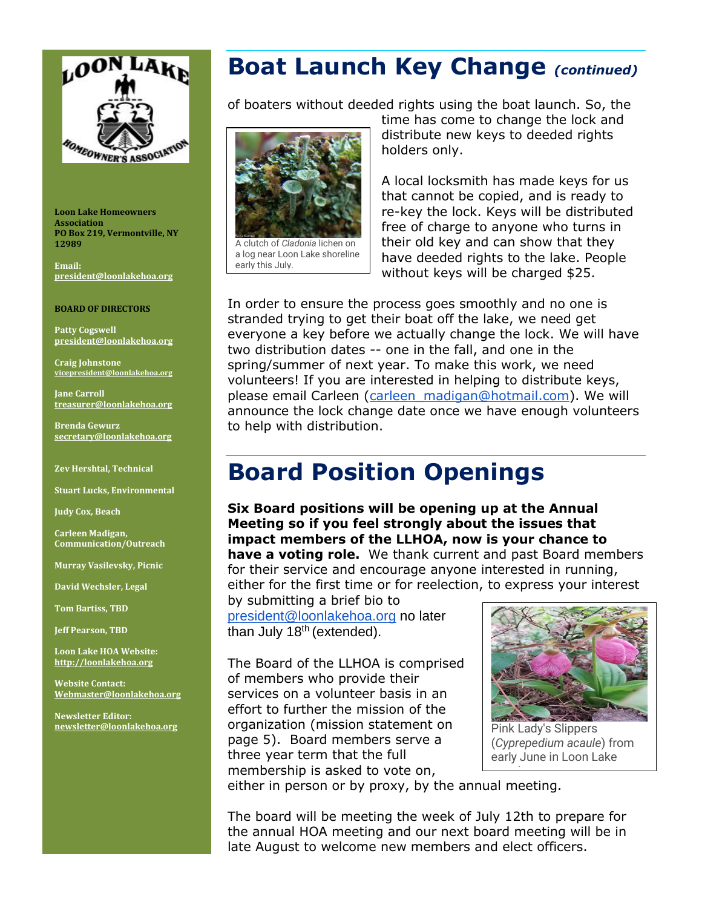Loon Lake Homeowners Association
PO Box 219, Vermontville, NY 12989

Email: president@loonlakehoa.org

**BOARD OF DIRECTORS**

Patty Cogswell
president@loonlakehoa.org

Craig Johnstone
vicepresident@loonlakehoa.org

Jane Carroll
treasurer@loonlakehoa.org

Brenda Gewurz
secretary@loonlakehoa.org

Zev Hershtal, Technical

Stuart Lucks, Environmental

Judy Cox, Beach

Carleen Madigan, Communication/Outreach

Murray Vasilevsky, Picnic

David Wechsler, Legal

Tom Bartiss, TBD

Jeff Pearson, TBD

Loon Lake HOA Website:
http://loonlakehoa.org

Website Contact:
Webmaster@loonlakehoa.org

Newsletter Editor:
newsletter@loonlakehoa.org

# Boat Launch Key Change *(continued)*

of boaters without deeded rights using the boat launch. So, the time has come to change the lock and distribute new keys to deeded rights holders only.

A clutch of *Cladonia* lichen on a log near Loon Lake shoreline early this July.

A local locksmith has made keys for us that cannot be copied, and is ready to re-key the lock. Keys will be distributed free of charge to anyone who turns in their old key and can show that they have deeded rights to the lake. People without keys will be charged $25.

In order to ensure the process goes smoothly and no one is stranded trying to get their boat off the lake, we need get everyone a key before we actually change the lock. We will have two distribution dates -- one in the fall, and one in the spring/summer of next year. To make this work, we need volunteers! If you are interested in helping to distribute keys, please email Carleen (carleen_madigan@hotmail.com). We will announce the lock change date once we have enough volunteers to help with distribution.

# Board Position Openings

**Six Board positions will be opening up at the Annual Meeting so if you feel strongly about the issues that impact members of the LLHOA, now is your chance to have a voting role.** We thank current and past Board members for their service and encourage anyone interested in running, either for the first time or for reelection, to express your interest by submitting a brief bio to president@loonlakehoa.org no later than July 18th (extended).

The Board of the LLHOA is comprised of members who provide their services on a volunteer basis in an effort to further the mission of the organization (mission statement on page 5). Board members serve a three year term that the full membership is asked to vote on, either in person or by proxy, by the annual meeting.

Pink Lady's Slippers (*Cypripedium acaule*) from early June in Loon Lake

The board will be meeting the week of July 12th to prepare for the annual HOA meeting and our next board meeting will be in late August to welcome new members and elect officers.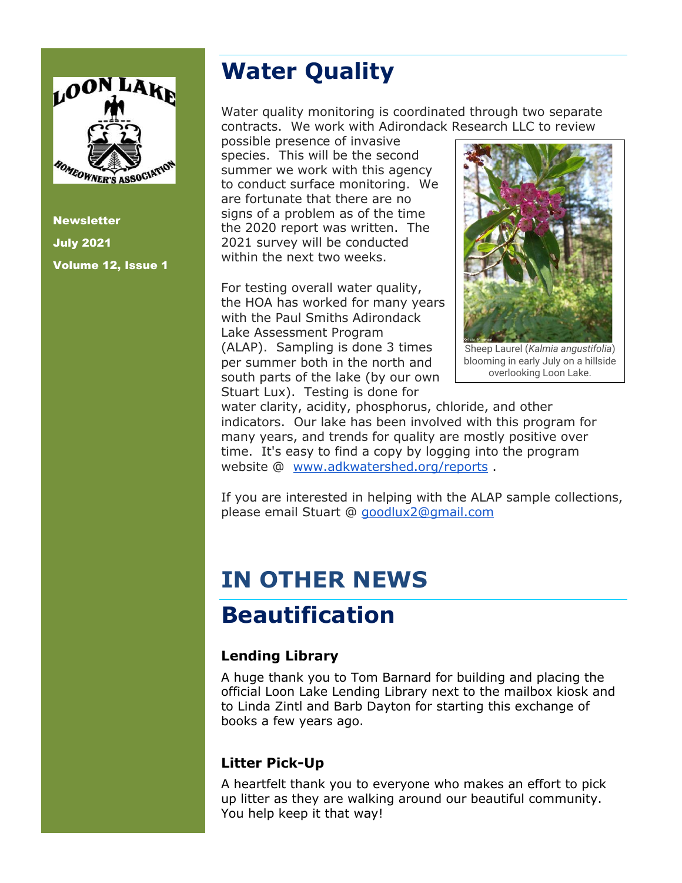**Newsletter**

**July 2021**

**Volume 12, Issue 1**

# Water Quality

Water quality monitoring is coordinated through two separate contracts. We work with Adirondack Research LLC to review possible presence of invasive species. This will be the second summer we work with this agency to conduct surface monitoring. We are fortunate that there are no signs of a problem as of the time the 2020 report was written. The 2021 survey will be conducted within the next two weeks.

Sheep Laurel (*Kalmia angustifolia*) blooming in early July on a hillside overlooking Loon Lake.

For testing overall water quality, the HOA has worked for many years with the Paul Smiths Adirondack Lake Assessment Program (ALAP). Sampling is done 3 times per summer both in the north and south parts of the lake (by our own Stuart Lux). Testing is done for water clarity, acidity, phosphorus, chloride, and other indicators. Our lake has been involved with this program for many years, and trends for quality are mostly positive over time. It's easy to find a copy by logging into the program website @ [www.adkwatershed.org/reports](http://www.adkwatershed.org/reports) .

If you are interested in helping with the ALAP sample collections, please email Stuart @ [goodlux2@gmail.com](mailto:goodlux2@gmail.com)

# IN OTHER NEWS

# Beautification

### Lending Library

A huge thank you to Tom Barnard for building and placing the official Loon Lake Lending Library next to the mailbox kiosk and to Linda Zintl and Barb Dayton for starting this exchange of books a few years ago.

### Litter Pick-Up

A heartfelt thank you to everyone who makes an effort to pick up litter as they are walking around our beautiful community. You help keep it that way!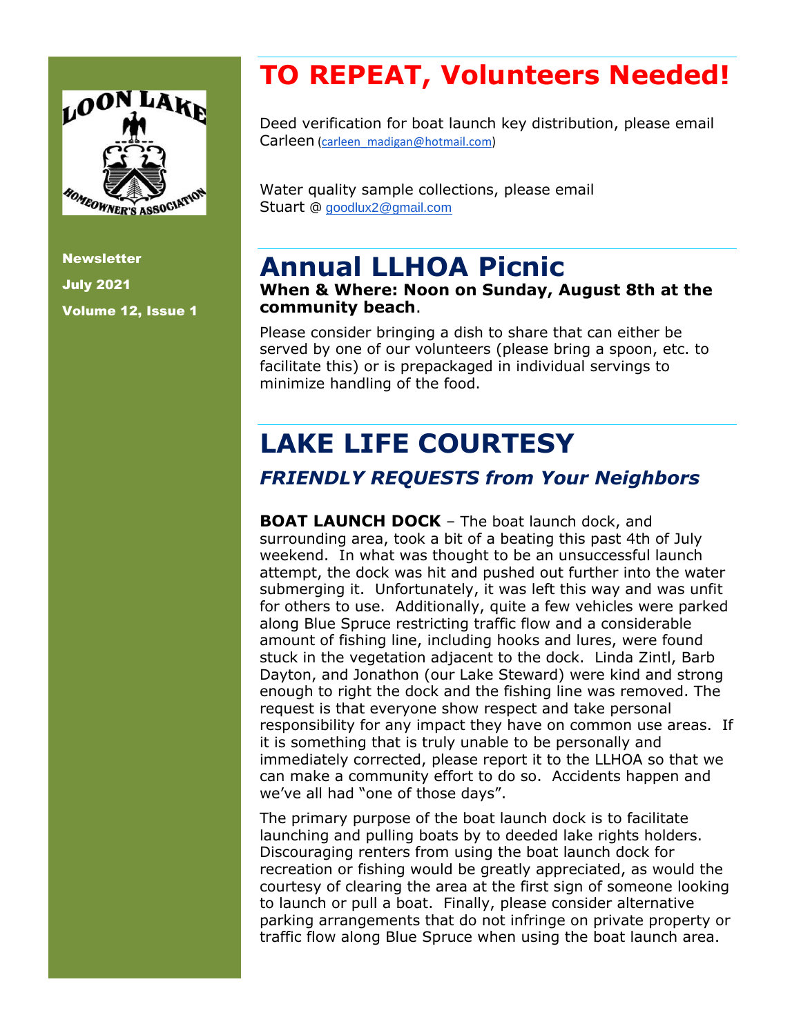Newsletter

July 2021

Volume 12, Issue 1

# TO REPEAT, Volunteers Needed!

Deed verification for boat launch key distribution, please email Carleen (carleen_madigan@hotmail.com)

Water quality sample collections, please email Stuart @ goodlux2@gmail.com

# Annual LLHOA Picnic

**When & Where: Noon on Sunday, August 8th at the community beach**.

Please consider bringing a dish to share that can either be served by one of our volunteers (please bring a spoon, etc. to facilitate this) or is prepackaged in individual servings to minimize handling of the food.

# LAKE LIFE COURTESY

## *FRIENDLY REQUESTS from Your Neighbors*

**BOAT LAUNCH DOCK** – The boat launch dock, and surrounding area, took a bit of a beating this past 4th of July weekend. In what was thought to be an unsuccessful launch attempt, the dock was hit and pushed out further into the water submerging it. Unfortunately, it was left this way and was unfit for others to use. Additionally, quite a few vehicles were parked along Blue Spruce restricting traffic flow and a considerable amount of fishing line, including hooks and lures, were found stuck in the vegetation adjacent to the dock. Linda Zintl, Barb Dayton, and Jonathon (our Lake Steward) were kind and strong enough to right the dock and the fishing line was removed. The request is that everyone show respect and take personal responsibility for any impact they have on common use areas. If it is something that is truly unable to be personally and immediately corrected, please report it to the LLHOA so that we can make a community effort to do so. Accidents happen and we've all had "one of those days".

The primary purpose of the boat launch dock is to facilitate launching and pulling boats by to deeded lake rights holders. Discouraging renters from using the boat launch dock for recreation or fishing would be greatly appreciated, as would the courtesy of clearing the area at the first sign of someone looking to launch or pull a boat. Finally, please consider alternative parking arrangements that do not infringe on private property or traffic flow along Blue Spruce when using the boat launch area.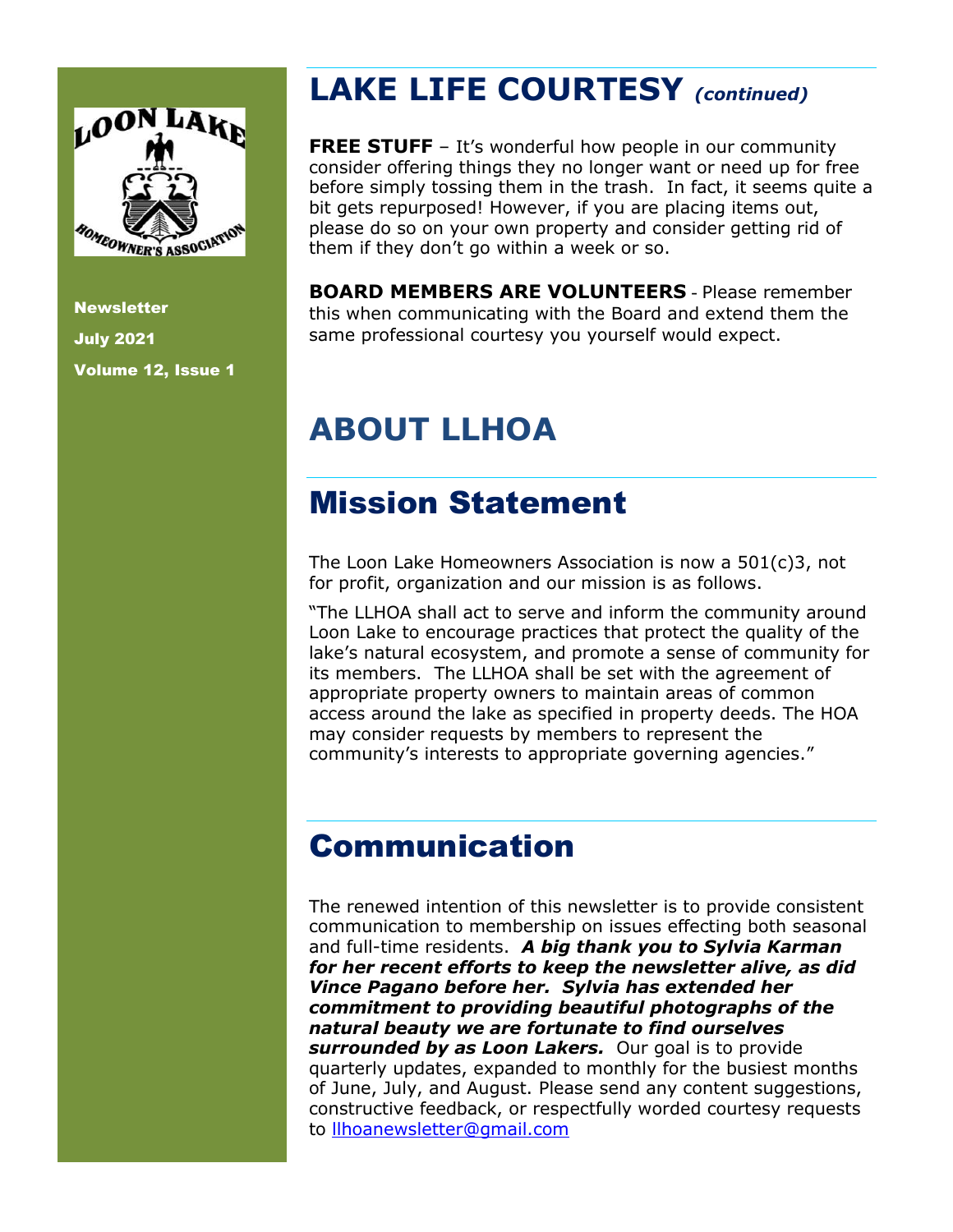Newsletter

July 2021

Volume 12, Issue 1

# LAKE LIFE COURTESY *(continued)*

**FREE STUFF** – It's wonderful how people in our community consider offering things they no longer want or need up for free before simply tossing them in the trash. In fact, it seems quite a bit gets repurposed! However, if you are placing items out, please do so on your own property and consider getting rid of them if they don't go within a week or so.

**BOARD MEMBERS ARE VOLUNTEERS** - Please remember this when communicating with the Board and extend them the same professional courtesy you yourself would expect.

# ABOUT LLHOA

## Mission Statement

The Loon Lake Homeowners Association is now a 501(c)3, not for profit, organization and our mission is as follows.

"The LLHOA shall act to serve and inform the community around Loon Lake to encourage practices that protect the quality of the lake's natural ecosystem, and promote a sense of community for its members. The LLHOA shall be set with the agreement of appropriate property owners to maintain areas of common access around the lake as specified in property deeds. The HOA may consider requests by members to represent the community's interests to appropriate governing agencies."

## Communication

The renewed intention of this newsletter is to provide consistent communication to membership on issues effecting both seasonal and full-time residents. ***A big thank you to Sylvia Karman for her recent efforts to keep the newsletter alive, as did Vince Pagano before her. Sylvia has extended her commitment to providing beautiful photographs of the natural beauty we are fortunate to find ourselves surrounded by as Loon Lakers.*** Our goal is to provide quarterly updates, expanded to monthly for the busiest months of June, July, and August. Please send any content suggestions, constructive feedback, or respectfully worded courtesy requests to llhoanewsletter@gmail.com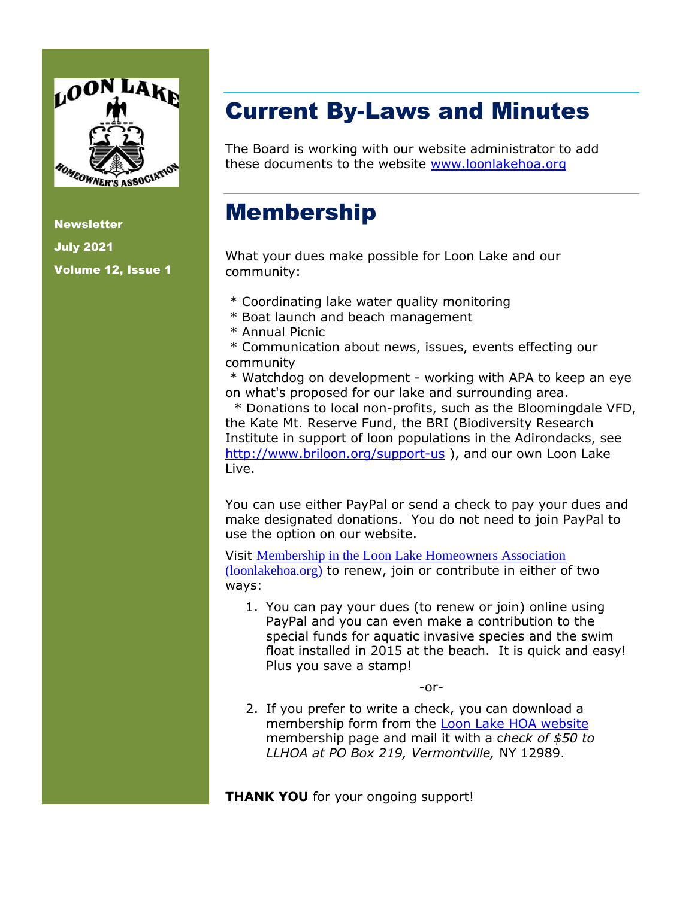**Newsletter**

**July 2021**

**Volume 12, Issue 1**

## Current By-Laws and Minutes

The Board is working with our website administrator to add these documents to the website www.loonlakehoa.org

## Membership

What your dues make possible for Loon Lake and our community:

* Coordinating lake water quality monitoring
* Boat launch and beach management
* Annual Picnic
* Communication about news, issues, events effecting our community
* Watchdog on development - working with APA to keep an eye on what's proposed for our lake and surrounding area.
* Donations to local non-profits, such as the Bloomingdale VFD, the Kate Mt. Reserve Fund, the BRI (Biodiversity Research Institute in support of loon populations in the Adirondacks, see http://www.briloon.org/support-us ), and our own Loon Lake Live.

You can use either PayPal or send a check to pay your dues and make designated donations. You do not need to join PayPal to use the option on our website.

Visit Membership in the Loon Lake Homeowners Association (loonlakehoa.org) to renew, join or contribute in either of two ways:

1. You can pay your dues (to renew or join) online using PayPal and you can even make a contribution to the special funds for aquatic invasive species and the swim float installed in 2015 at the beach. It is quick and easy! Plus you save a stamp!

-or-

2. If you prefer to write a check, you can download a membership form from the Loon Lake HOA website membership page and mail it with a c*heck of $50 to LLHOA at PO Box 219, Vermontville,* NY 12989.

**THANK YOU** for your ongoing support!